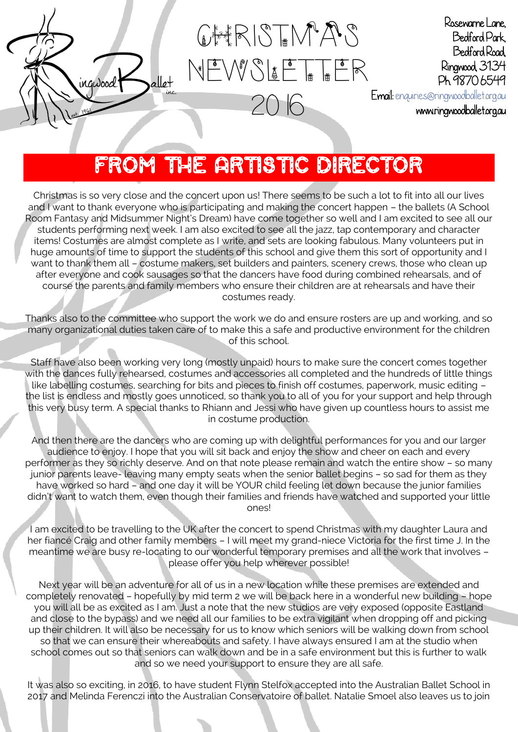Ringwood Ballet inc. est. 1961

# CHRISTMAS NEWSLETTER 2016

Rosewarne Lane,
Bedford Park,
Bedford Road,
Ringwood, 3134
Ph. 9870 6549
Email: enquiries@ringwoodballet.org.au
www.ringwoodballet.org.au

## FROM THE ARTISTIC DIRECTOR

Christmas is so very close and the concert upon us! There seems to be such a lot to fit into all our lives and I want to thank everyone who is participating and making the concert happen – the ballets (A School Room Fantasy and Midsummer Night's Dream) have come together so well and I am excited to see all our students performing next week. I am also excited to see all the jazz, tap contemporary and character items! Costumes are almost complete as I write, and sets are looking fabulous. Many volunteers put in huge amounts of time to support the students of this school and give them this sort of opportunity and I want to thank them all – costume makers, set builders and painters, scenery crews, those who clean up after everyone and cook sausages so that the dancers have food during combined rehearsals, and of course the parents and family members who ensure their children are at rehearsals and have their costumes ready.

Thanks also to the committee who support the work we do and ensure rosters are up and working, and so many organizational duties taken care of to make this a safe and productive environment for the children of this school.

Staff have also been working very long (mostly unpaid) hours to make sure the concert comes together with the dances fully rehearsed, costumes and accessories all completed and the hundreds of little things like labelling costumes, searching for bits and pieces to finish off costumes, paperwork, music editing – the list is endless and mostly goes unnoticed, so thank you to all of you for your support and help through this very busy term. A special thanks to Rhiann and Jessi who have given up countless hours to assist me in costume production.

And then there are the dancers who are coming up with delightful performances for you and our larger audience to enjoy. I hope that you will sit back and enjoy the show and cheer on each and every performer as they so richly deserve. And on that note please remain and watch the entire show – so many junior parents leave- leaving many empty seats when the senior ballet begins – so sad for them as they have worked so hard – and one day it will be YOUR child feeling let down because the junior families didn't want to watch them, even though their families and friends have watched and supported your little ones!

I am excited to be travelling to the UK after the concert to spend Christmas with my daughter Laura and her fiancé Craig and other family members – I will meet my grand-niece Victoria for the first time J. In the meantime we are busy re-locating to our wonderful temporary premises and all the work that involves – please offer you help wherever possible!

Next year will be an adventure for all of us in a new location while these premises are extended and completely renovated – hopefully by mid term 2 we will be back here in a wonderful new building – hope you will all be as excited as I am. Just a note that the new studios are very exposed (opposite Eastland and close to the bypass) and we need all our families to be extra vigilant when dropping off and picking up their children. It will also be necessary for us to know which seniors will be walking down from school so that we can ensure their whereabouts and safety. I have always ensured I am at the studio when school comes out so that seniors can walk down and be in a safe environment but this is further to walk and so we need your support to ensure they are all safe.

It was also so exciting, in 2016, to have student Flynn Stelfox accepted into the Australian Ballet School in 2017 and Melinda Ferenczi into the Australian Conservatoire of ballet. Natalie Smoel also leaves us to join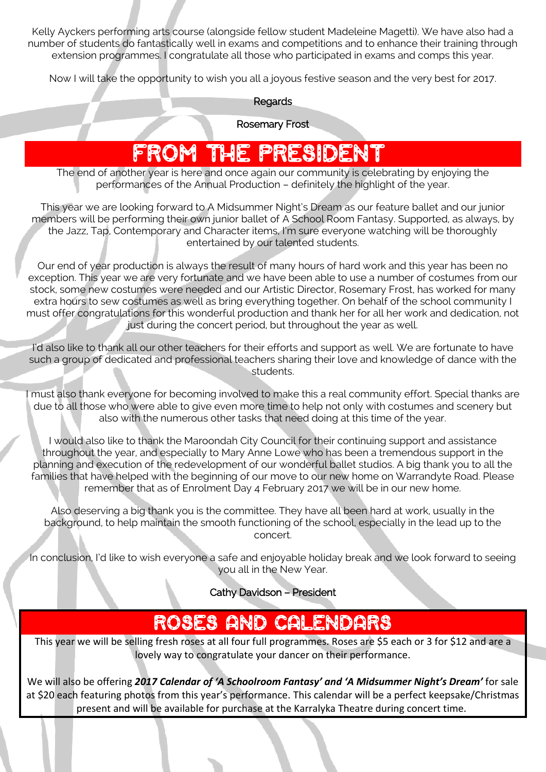Kelly Ayckers performing arts course (alongside fellow student Madeleine Magetti). We have also had a number of students do fantastically well in exams and competitions and to enhance their training through extension programmes. I congratulate all those who participated in exams and comps this year.

Now I will take the opportunity to wish you all a joyous festive season and the very best for 2017.

Regards

Rosemary Frost

## FROM THE PRESIDENT

The end of another year is here and once again our community is celebrating by enjoying the performances of the Annual Production – definitely the highlight of the year.

This year we are looking forward to A Midsummer Night's Dream as our feature ballet and our junior members will be performing their own junior ballet of A School Room Fantasy. Supported, as always, by the Jazz, Tap, Contemporary and Character items, I'm sure everyone watching will be thoroughly entertained by our talented students.

Our end of year production is always the result of many hours of hard work and this year has been no exception. This year we are very fortunate and we have been able to use a number of costumes from our stock, some new costumes were needed and our Artistic Director, Rosemary Frost, has worked for many extra hours to sew costumes as well as bring everything together. On behalf of the school community I must offer congratulations for this wonderful production and thank her for all her work and dedication, not just during the concert period, but throughout the year as well.

I'd also like to thank all our other teachers for their efforts and support as well. We are fortunate to have such a group of dedicated and professional teachers sharing their love and knowledge of dance with the students.

I must also thank everyone for becoming involved to make this a real community effort. Special thanks are due to all those who were able to give even more time to help not only with costumes and scenery but also with the numerous other tasks that need doing at this time of the year.

I would also like to thank the Maroondah City Council for their continuing support and assistance throughout the year, and especially to Mary Anne Lowe who has been a tremendous support in the planning and execution of the redevelopment of our wonderful ballet studios. A big thank you to all the families that have helped with the beginning of our move to our new home on Warrandyte Road. Please remember that as of Enrolment Day 4 February 2017 we will be in our new home.

Also deserving a big thank you is the committee. They have all been hard at work, usually in the background, to help maintain the smooth functioning of the school, especially in the lead up to the concert.

In conclusion, I'd like to wish everyone a safe and enjoyable holiday break and we look forward to seeing you all in the New Year.

Cathy Davidson – President

## ROSES AND CALENDARS

This year we will be selling fresh roses at all four full programmes. Roses are $5 each or 3 for $12 and are a lovely way to congratulate your dancer on their performance.

We will also be offering ***2017 Calendar of 'A Schoolroom Fantasy' and 'A Midsummer Night's Dream'*** for sale at $20 each featuring photos from this year's performance. This calendar will be a perfect keepsake/Christmas present and will be available for purchase at the Karralyka Theatre during concert time.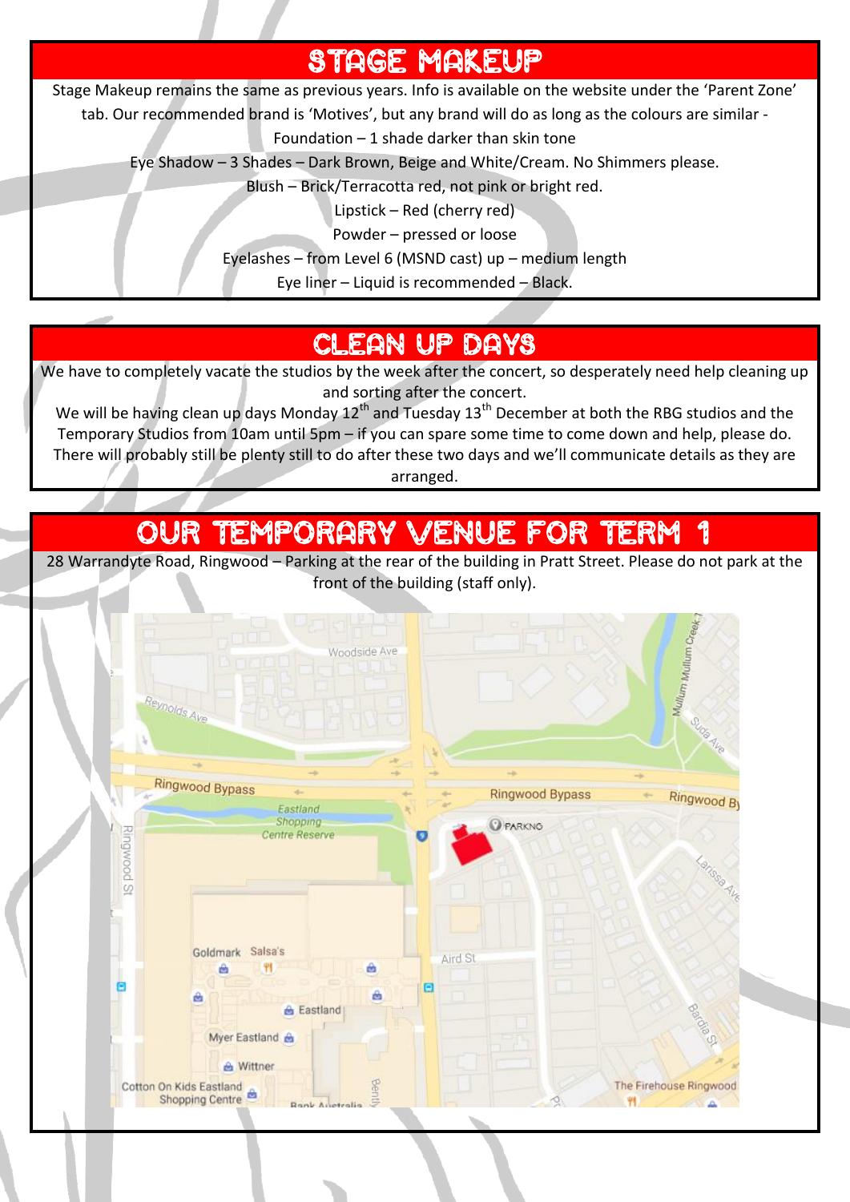## STAGE MAKEUP

Stage Makeup remains the same as previous years. Info is available on the website under the 'Parent Zone' tab. Our recommended brand is 'Motives', but any brand will do as long as the colours are similar -

Foundation – 1 shade darker than skin tone

Eye Shadow – 3 Shades – Dark Brown, Beige and White/Cream. No Shimmers please.

Blush – Brick/Terracotta red, not pink or bright red.

Lipstick – Red (cherry red)

Powder – pressed or loose

Eyelashes – from Level 6 (MSND cast) up – medium length

Eye liner – Liquid is recommended – Black.

## CLEAN UP DAYS

We have to completely vacate the studios by the week after the concert, so desperately need help cleaning up and sorting after the concert.

We will be having clean up days Monday 12th and Tuesday 13th December at both the RBG studios and the Temporary Studios from 10am until 5pm – if you can spare some time to come down and help, please do. There will probably still be plenty still to do after these two days and we'll communicate details as they are arranged.

## OUR TEMPORARY VENUE FOR TERM 1

28 Warrandyte Road, Ringwood – Parking at the rear of the building in Pratt Street. Please do not park at the front of the building (staff only).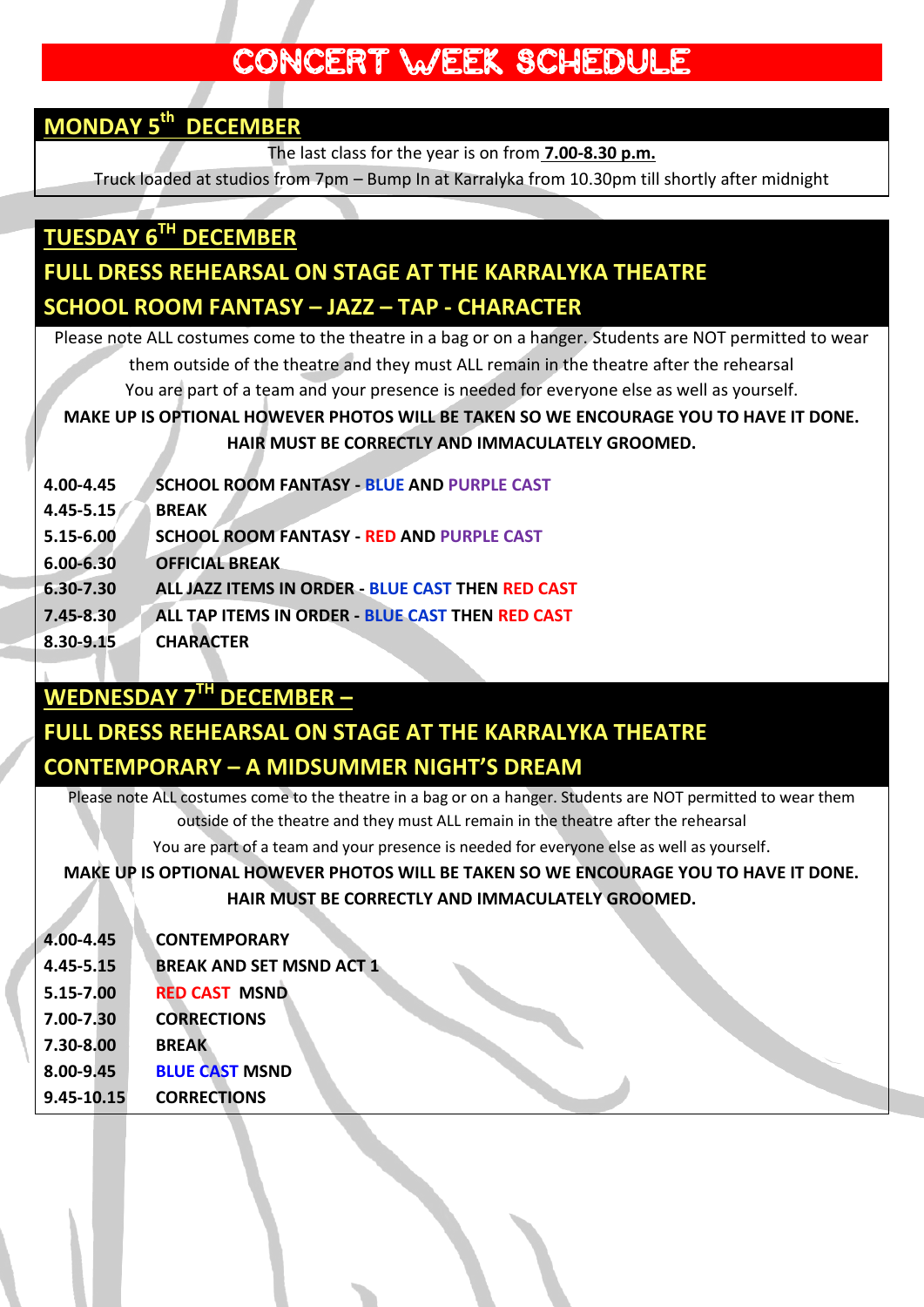# CONCERT WEEK SCHEDULE

## MONDAY 5th DECEMBER

The last class for the year is on from **7.00-8.30 p.m.**

Truck loaded at studios from 7pm – Bump In at Karralyka from 10.30pm till shortly after midnight

## TUESDAY 6TH DECEMBER

## FULL DRESS REHEARSAL ON STAGE AT THE KARRALYKA THEATRE

## SCHOOL ROOM FANTASY – JAZZ – TAP - CHARACTER

Please note ALL costumes come to the theatre in a bag or on a hanger. Students are NOT permitted to wear them outside of the theatre and they must ALL remain in the theatre after the rehearsal

You are part of a team and your presence is needed for everyone else as well as yourself.

**MAKE UP IS OPTIONAL HOWEVER PHOTOS WILL BE TAKEN SO WE ENCOURAGE YOU TO HAVE IT DONE.**

**HAIR MUST BE CORRECTLY AND IMMACULATELY GROOMED.**

| | |
|---|---|
| **4.00-4.45** | **SCHOOL ROOM FANTASY - BLUE AND PURPLE CAST** |
| **4.45-5.15** | **BREAK** |
| **5.15-6.00** | **SCHOOL ROOM FANTASY - RED AND PURPLE CAST** |
| **6.00-6.30** | **OFFICIAL BREAK** |
| **6.30-7.30** | **ALL JAZZ ITEMS IN ORDER - BLUE CAST THEN RED CAST** |
| **7.45-8.30** | **ALL TAP ITEMS IN ORDER - BLUE CAST THEN RED CAST** |
| **8.30-9.15** | **CHARACTER** |

## WEDNESDAY 7TH DECEMBER –

## FULL DRESS REHEARSAL ON STAGE AT THE KARRALYKA THEATRE

## CONTEMPORARY – A MIDSUMMER NIGHT'S DREAM

Please note ALL costumes come to the theatre in a bag or on a hanger. Students are NOT permitted to wear them outside of the theatre and they must ALL remain in the theatre after the rehearsal

You are part of a team and your presence is needed for everyone else as well as yourself.

**MAKE UP IS OPTIONAL HOWEVER PHOTOS WILL BE TAKEN SO WE ENCOURAGE YOU TO HAVE IT DONE.**

**HAIR MUST BE CORRECTLY AND IMMACULATELY GROOMED.**

| | |
|---|---|
| **4.00-4.45** | **CONTEMPORARY** |
| **4.45-5.15** | **BREAK AND SET MSND ACT 1** |
| **5.15-7.00** | **RED CAST MSND** |
| **7.00-7.30** | **CORRECTIONS** |
| **7.30-8.00** | **BREAK** |
| **8.00-9.45** | **BLUE CAST MSND** |
| **9.45-10.15** | **CORRECTIONS** |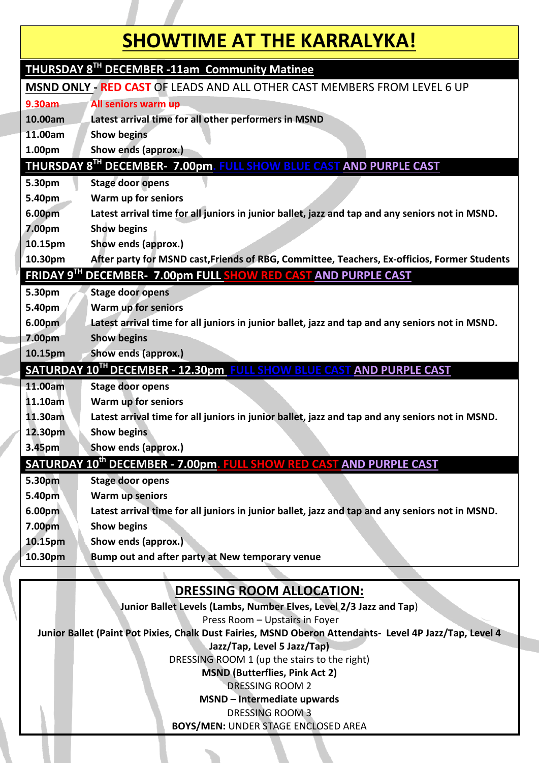# SHOWTIME AT THE KARRALYKA!

## THURSDAY 8TH DECEMBER -11am Community Matinee

**MSND ONLY - RED CAST OF LEADS AND ALL OTHER CAST MEMBERS FROM LEVEL 6 UP**

| | |
|---|---|
| 9.30am | All seniors warm up |
| 10.00am | Latest arrival time for all other performers in MSND |
| 11.00am | Show begins |
| 1.00pm | Show ends (approx.) |

## THURSDAY 8TH DECEMBER- 7.00pm. FULL SHOW BLUE CAST AND PURPLE CAST

| | |
|---|---|
| 5.30pm | Stage door opens |
| 5.40pm | Warm up for seniors |
| 6.00pm | Latest arrival time for all juniors in junior ballet, jazz and tap and any seniors not in MSND. |
| 7.00pm | Show begins |
| 10.15pm | Show ends (approx.) |
| 10.30pm | After party for MSND cast,Friends of RBG, Committee, Teachers, Ex-officios, Former Students |

## FRIDAY 9TH DECEMBER- 7.00pm FULL SHOW RED CAST AND PURPLE CAST

| | |
|---|---|
| 5.30pm | Stage door opens |
| 5.40pm | Warm up for seniors |
| 6.00pm | Latest arrival time for all juniors in junior ballet, jazz and tap and any seniors not in MSND. |
| 7.00pm | Show begins |
| 10.15pm | Show ends (approx.) |

## SATURDAY 10TH DECEMBER - 12.30pm FULL SHOW BLUE CAST AND PURPLE CAST

| | |
|---|---|
| 11.00am | Stage door opens |
| 11.10am | Warm up for seniors |
| 11.30am | Latest arrival time for all juniors in junior ballet, jazz and tap and any seniors not in MSND. |
| 12.30pm | Show begins |
| 3.45pm | Show ends (approx.) |

## SATURDAY 10th DECEMBER - 7.00pm. FULL SHOW RED CAST AND PURPLE CAST

| | |
|---|---|
| 5.30pm | Stage door opens |
| 5.40pm | Warm up seniors |
| 6.00pm | Latest arrival time for all juniors in junior ballet, jazz and tap and any seniors not in MSND. |
| 7.00pm | Show begins |
| 10.15pm | Show ends (approx.) |
| 10.30pm | Bump out and after party at New temporary venue |

## DRESSING ROOM ALLOCATION:

**Junior Ballet Levels (Lambs, Number Elves, Level 2/3 Jazz and Tap)**
Press Room – Upstairs in Foyer

**Junior Ballet (Paint Pot Pixies, Chalk Dust Fairies, MSND Oberon Attendants- Level 4P Jazz/Tap, Level 4 Jazz/Tap, Level 5 Jazz/Tap)**
DRESSING ROOM 1 (up the stairs to the right)

**MSND (Butterflies, Pink Act 2)**
DRESSING ROOM 2

**MSND – Intermediate upwards**
DRESSING ROOM 3

**BOYS/MEN:** UNDER STAGE ENCLOSED AREA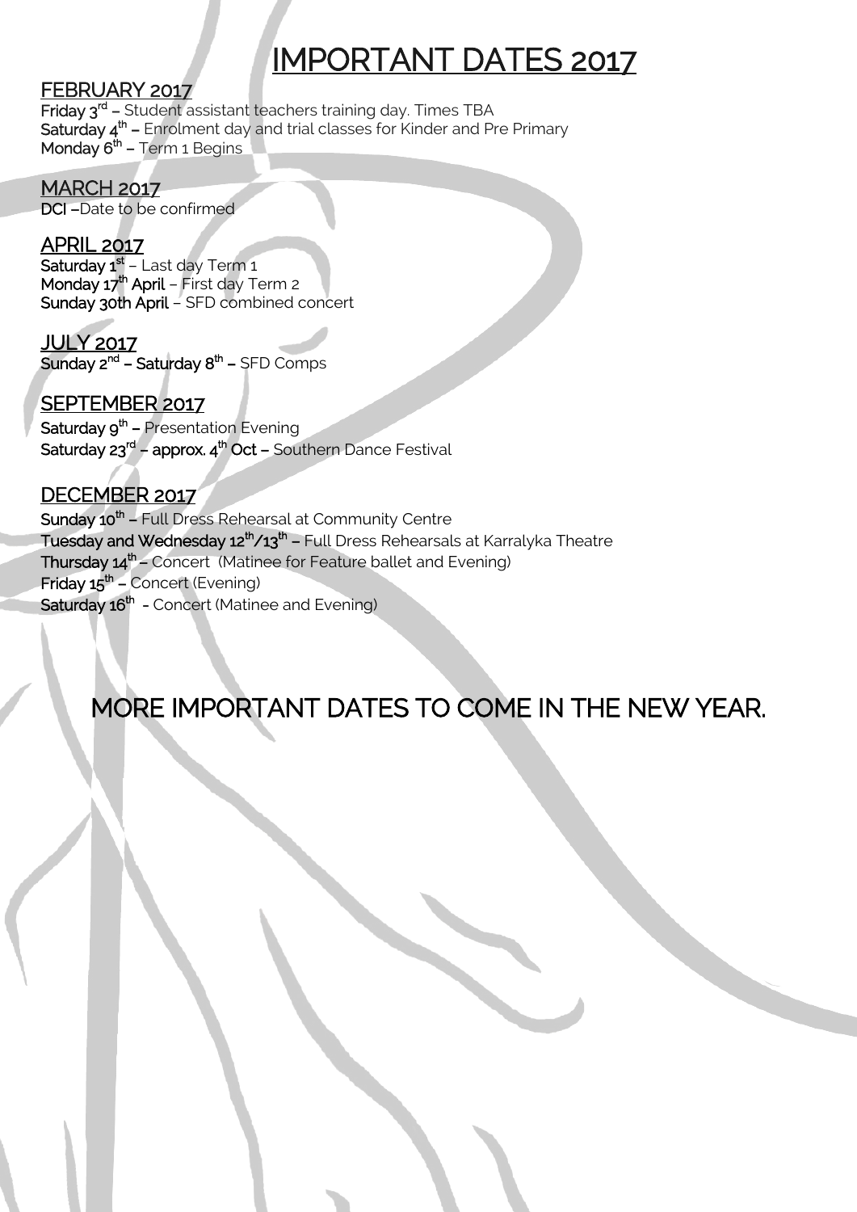# IMPORTANT DATES 2017

## FEBRUARY 2017

**Friday 3rd –** Student assistant teachers training day. Times TBA
**Saturday 4th –** Enrolment day and trial classes for Kinder and Pre Primary
**Monday 6th –** Term 1 Begins

## MARCH 2017

**DCI –**Date to be confirmed

## APRIL 2017

**Saturday 1st** – Last day Term 1
**Monday 17th April** – First day Term 2
**Sunday 30th April** – SFD combined concert

## JULY 2017

**Sunday 2nd – Saturday 8th –** SFD Comps

## SEPTEMBER 2017

**Saturday 9th –** Presentation Evening
**Saturday 23rd – approx. 4th Oct –** Southern Dance Festival

## DECEMBER 2017

**Sunday 10th –** Full Dress Rehearsal at Community Centre
**Tuesday and Wednesday 12th/13th –** Full Dress Rehearsals at Karralyka Theatre
**Thursday 14th –** Concert (Matinee for Feature ballet and Evening)
**Friday 15th –** Concert (Evening)
**Saturday 16th** - Concert (Matinee and Evening)

## MORE IMPORTANT DATES TO COME IN THE NEW YEAR.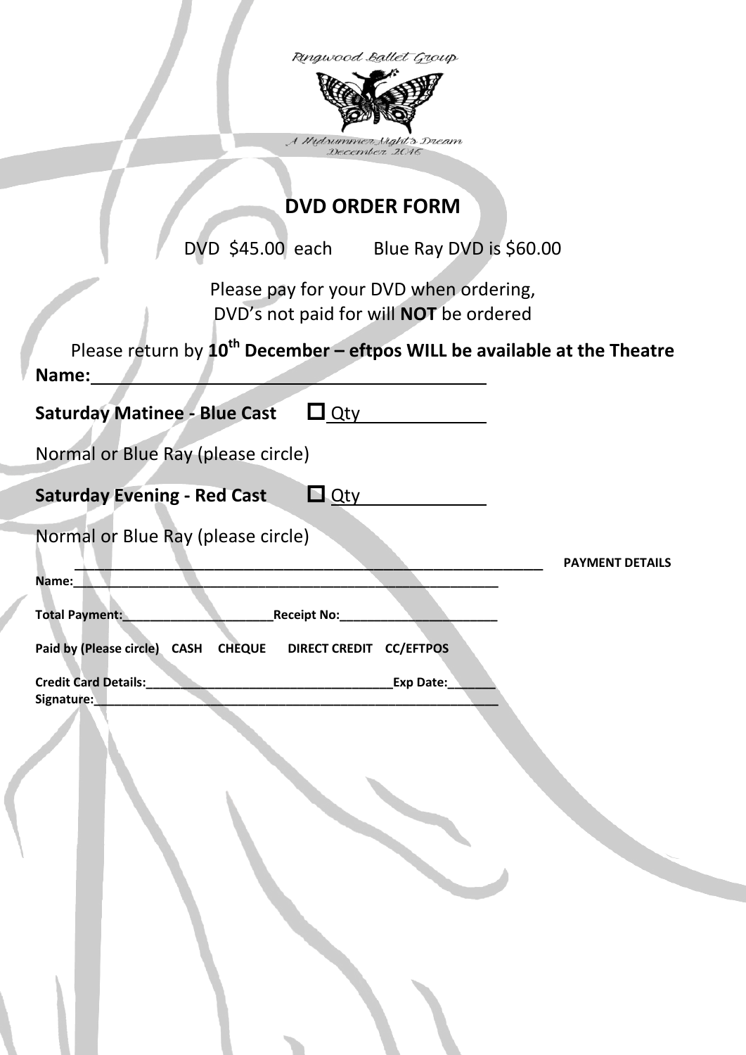Ringwood Ballet Group

A Midsummer Night's Dream
December 2016

## DVD ORDER FORM

DVD $45.00 each     Blue Ray DVD is $60.00

Please pay for your DVD when ordering,
DVD's not paid for will **NOT** be ordered

Please return by **10th December – eftpos WILL be available at the Theatre**

**Name:**\_\_\_\_\_\_\_\_\_\_\_\_\_\_\_\_\_\_\_\_\_\_\_\_\_\_\_\_\_\_\_\_\_\_\_\_\_\_\_\_

**Saturday Matinee - Blue Cast** ☐ Qty\_\_\_\_\_\_\_\_\_\_\_\_\_\_

Normal or Blue Ray (please circle)

**Saturday Evening - Red Cast** ☐ Qty\_\_\_\_\_\_\_\_\_\_\_\_\_\_

Normal or Blue Ray (please circle)

---

**PAYMENT DETAILS**

**Name:**\_\_\_\_\_\_\_\_\_\_\_\_\_\_\_\_\_\_\_\_\_\_\_\_\_\_\_\_\_\_\_\_\_\_\_\_\_\_\_\_\_\_\_\_\_\_\_\_\_\_\_\_\_\_\_\_\_\_\_\_

**Total Payment:**\_\_\_\_\_\_\_\_\_\_\_\_\_\_\_\_\_\_\_\_\_\_**Receipt No:**\_\_\_\_\_\_\_\_\_\_\_\_\_\_\_\_\_\_\_\_\_\_\_\_

**Paid by (Please circle) CASH CHEQUE DIRECT CREDIT CC/EFTPOS**

**Credit Card Details:**\_\_\_\_\_\_\_\_\_\_\_\_\_\_\_\_\_\_\_\_\_\_\_\_\_\_\_\_\_\_\_\_\_\_\_\_\_**Exp Date:**\_\_\_\_\_\_\_

**Signature:**\_\_\_\_\_\_\_\_\_\_\_\_\_\_\_\_\_\_\_\_\_\_\_\_\_\_\_\_\_\_\_\_\_\_\_\_\_\_\_\_\_\_\_\_\_\_\_\_\_\_\_\_\_\_\_\_\_\_\_\_